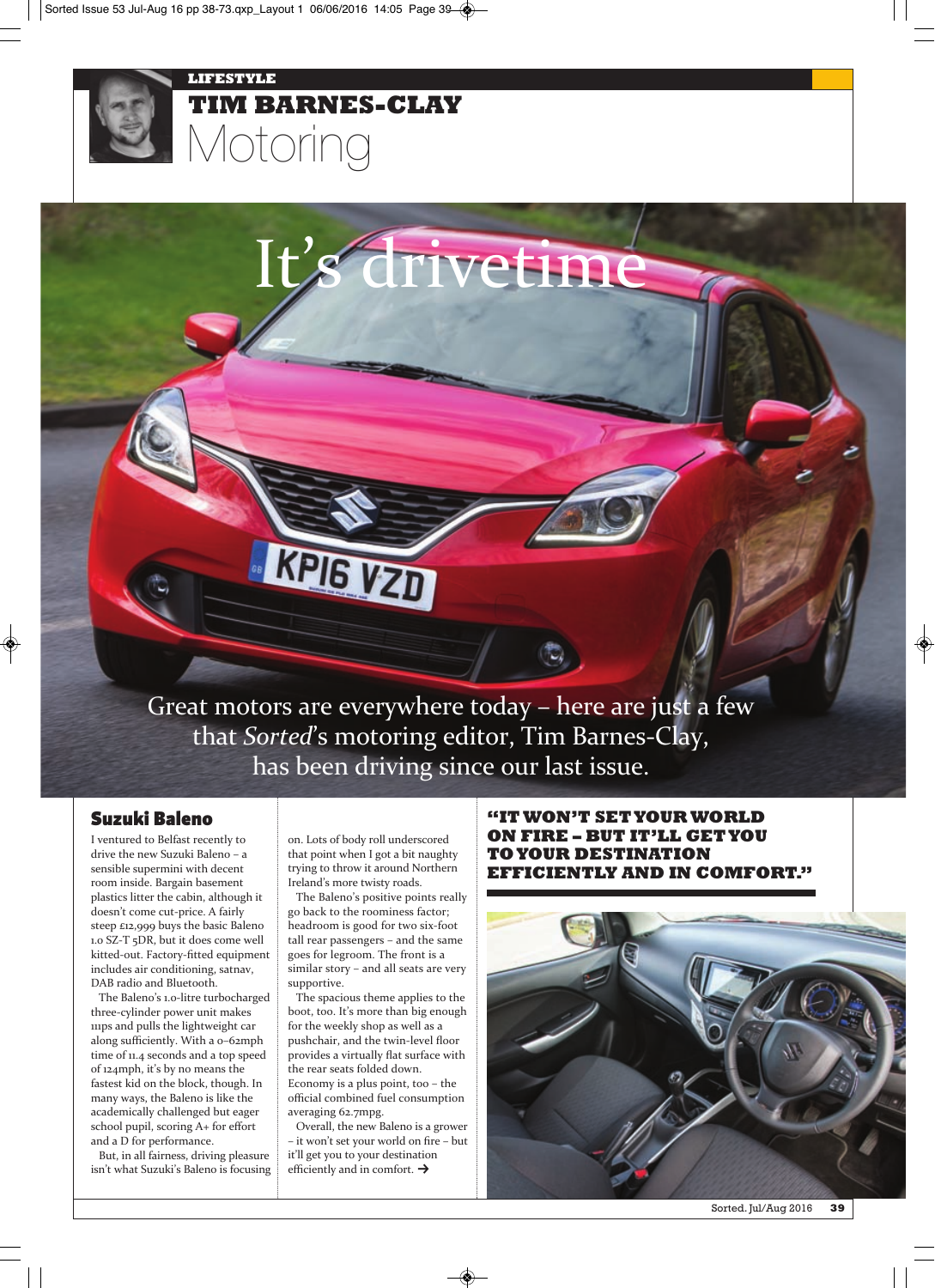LIFESTYLE

# TIM BARNES-CLAY
## Motoring

# It's drivetime

Great motors are everywhere today – here are just a few that *Sorted*'s motoring editor, Tim Barnes-Clay, has been driving since our last issue.

### Suzuki Baleno

I ventured to Belfast recently to drive the new Suzuki Baleno – a sensible supermini with decent room inside. Bargain basement plastics litter the cabin, although it doesn't come cut-price. A fairly steep £12,999 buys the basic Baleno 1.0 SZ-T 5DR, but it does come well kitted-out. Factory-fitted equipment includes air conditioning, satnav, DAB radio and Bluetooth.

The Baleno's 1.0-litre turbocharged three-cylinder power unit makes 111ps and pulls the lightweight car along sufficiently. With a 0–62mph time of 11.4 seconds and a top speed of 124mph, it's by no means the fastest kid on the block, though. In many ways, the Baleno is like the academically challenged but eager school pupil, scoring A+ for effort and a D for performance.

But, in all fairness, driving pleasure isn't what Suzuki's Baleno is focusing on. Lots of body roll underscored that point when I got a bit naughty trying to throw it around Northern Ireland's more twisty roads.

The Baleno's positive points really go back to the roominess factor; headroom is good for two six-foot tall rear passengers – and the same goes for legroom. The front is a similar story – and all seats are very supportive.

The spacious theme applies to the boot, too. It's more than big enough for the weekly shop as well as a pushchair, and the twin-level floor provides a virtually flat surface with the rear seats folded down. Economy is a plus point, too – the official combined fuel consumption averaging 62.7mpg.

Overall, the new Baleno is a grower – it won't set your world on fire – but it'll get you to your destination efficiently and in comfort. →

**"IT WON'T SET YOUR WORLD ON FIRE – BUT IT'LL GET YOU TO YOUR DESTINATION EFFICIENTLY AND IN COMFORT."**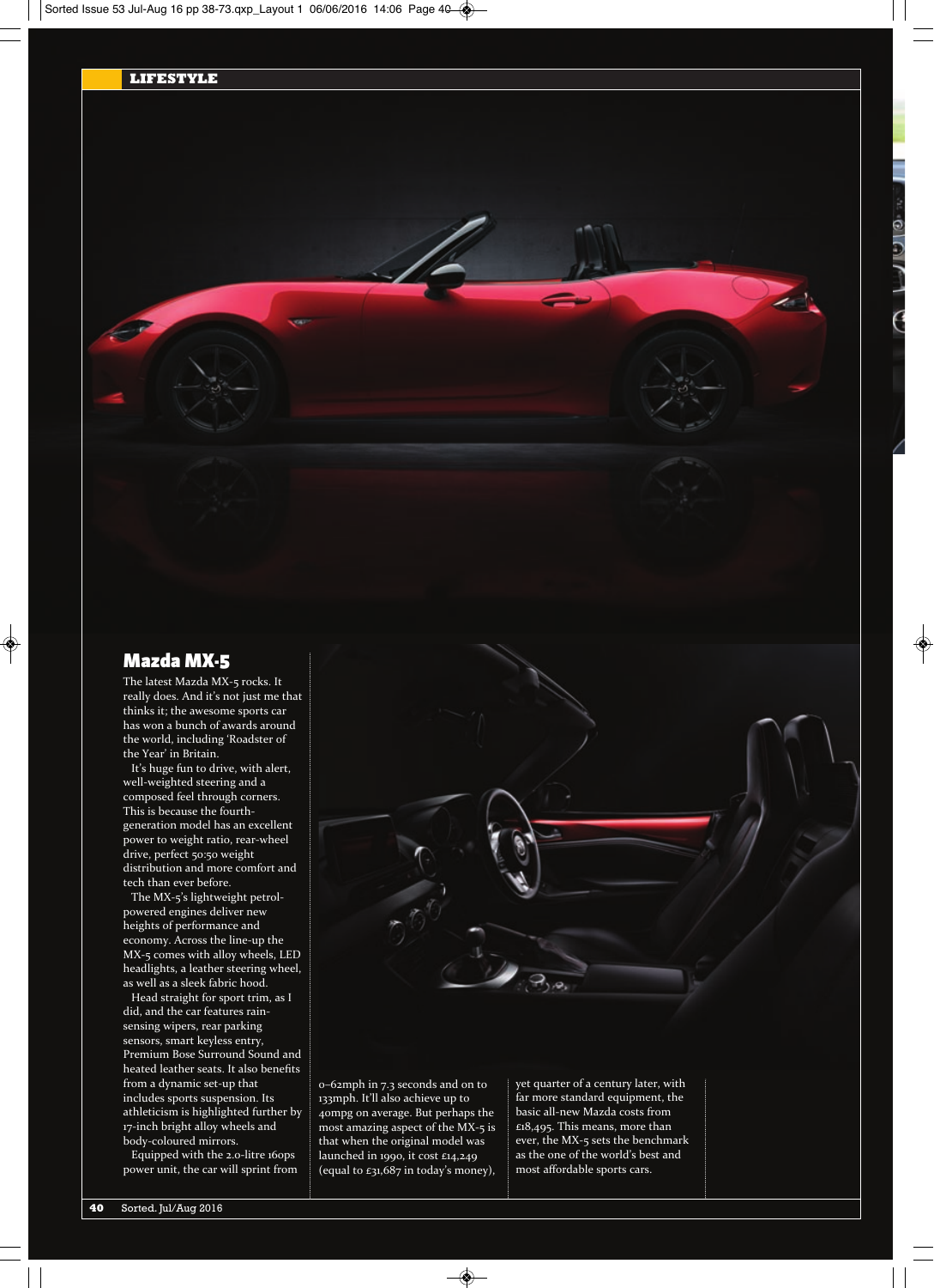## Mazda MX-5

The latest Mazda MX-5 rocks. It really does. And it's not just me that thinks it; the awesome sports car has won a bunch of awards around the world, including 'Roadster of the Year' in Britain.

It's huge fun to drive, with alert, well-weighted steering and a composed feel through corners. This is because the fourth-generation model has an excellent power to weight ratio, rear-wheel drive, perfect 50:50 weight distribution and more comfort and tech than ever before.

The MX-5's lightweight petrol-powered engines deliver new heights of performance and economy. Across the line-up the MX-5 comes with alloy wheels, LED headlights, a leather steering wheel, as well as a sleek fabric hood.

Head straight for sport trim, as I did, and the car features rain-sensing wipers, rear parking sensors, smart keyless entry, Premium Bose Surround Sound and heated leather seats. It also benefits from a dynamic set-up that includes sports suspension. Its athleticism is highlighted further by 17-inch bright alloy wheels and body-coloured mirrors.

Equipped with the 2.0-litre 160ps power unit, the car will sprint from 0–62mph in 7.3 seconds and on to 133mph. It'll also achieve up to 40mpg on average. But perhaps the most amazing aspect of the MX-5 is that when the original model was launched in 1990, it cost £14,249 (equal to £31,687 in today's money), yet quarter of a century later, with far more standard equipment, the basic all-new Mazda costs from £18,495. This means, more than ever, the MX-5 sets the benchmark as the one of the world's best and most affordable sports cars.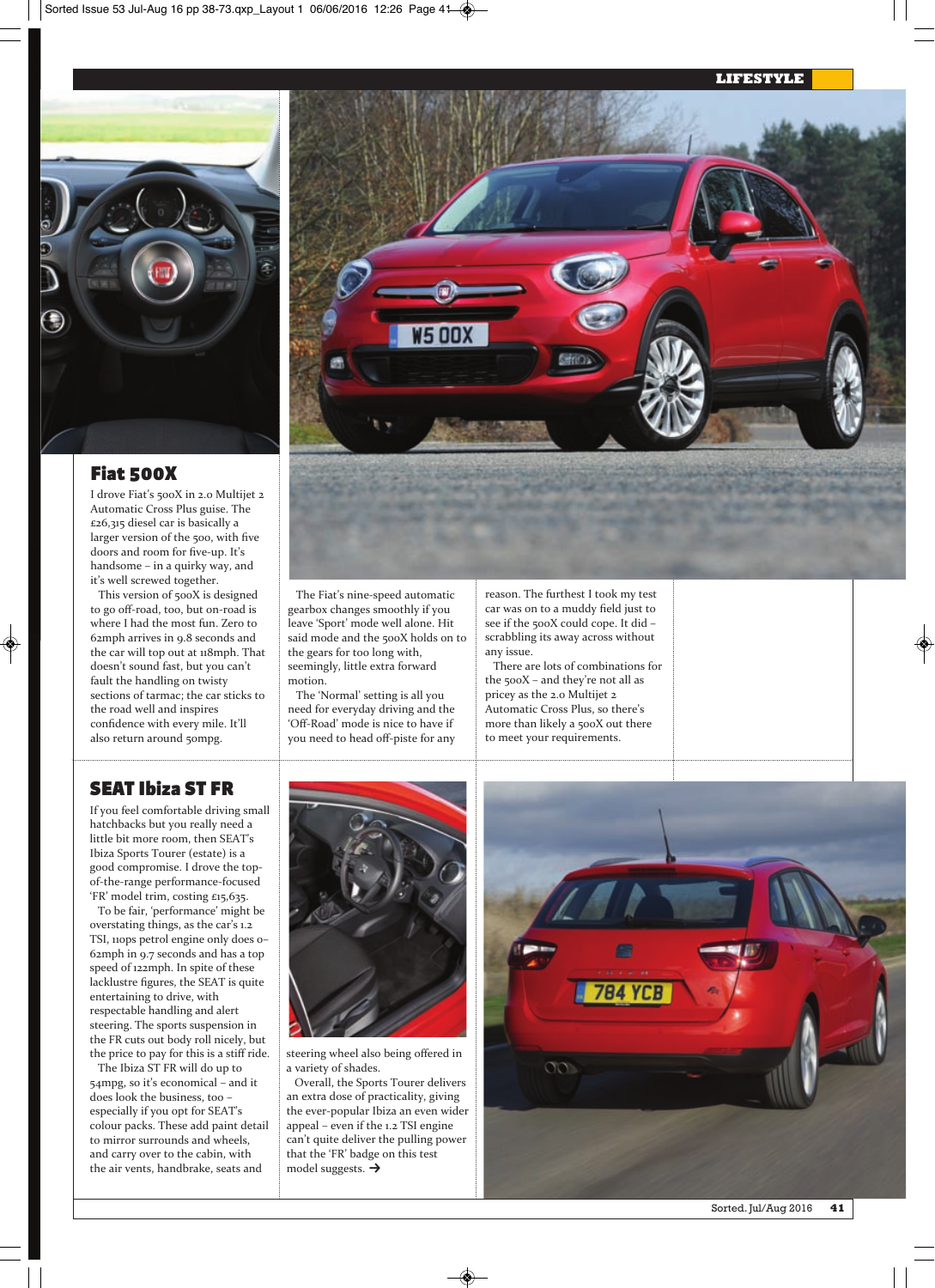## Fiat 500X

I drove Fiat's 500X in 2.0 Multijet 2 Automatic Cross Plus guise. The £26,315 diesel car is basically a larger version of the 500, with five doors and room for five-up. It's handsome – in a quirky way, and it's well screwed together.

This version of 500X is designed to go off-road, too, but on-road is where I had the most fun. Zero to 62mph arrives in 9.8 seconds and the car will top out at 118mph. That doesn't sound fast, but you can't fault the handling on twisty sections of tarmac; the car sticks to the road well and inspires confidence with every mile. It'll also return around 50mpg.

The Fiat's nine-speed automatic gearbox changes smoothly if you leave 'Sport' mode well alone. Hit said mode and the 500X holds on to the gears for too long with, seemingly, little extra forward motion.

The 'Normal' setting is all you need for everyday driving and the 'Off-Road' mode is nice to have if you need to head off-piste for any reason. The furthest I took my test car was on to a muddy field just to see if the 500X could cope. It did – scrabbling its away across without any issue.

There are lots of combinations for the 500X – and they're not all as pricey as the 2.0 Multijet 2 Automatic Cross Plus, so there's more than likely a 500X out there to meet your requirements.

## SEAT Ibiza ST FR

If you feel comfortable driving small hatchbacks but you really need a little bit more room, then SEAT's Ibiza Sports Tourer (estate) is a good compromise. I drove the top-of-the-range performance-focused 'FR' model trim, costing £15,635.

To be fair, 'performance' might be overstating things, as the car's 1.2 TSI, 110ps petrol engine only does 0–62mph in 9.7 seconds and has a top speed of 122mph. In spite of these lacklustre figures, the SEAT is quite entertaining to drive, with respectable handling and alert steering. The sports suspension in the FR cuts out body roll nicely, but the price to pay for this is a stiff ride.

The Ibiza ST FR will do up to 54mpg, so it's economical – and it does look the business, too – especially if you opt for SEAT's colour packs. These add paint detail to mirror surrounds and wheels, and carry over to the cabin, with the air vents, handbrake, seats and steering wheel also being offered in a variety of shades.

Overall, the Sports Tourer delivers an extra dose of practicality, giving the ever-popular Ibiza an even wider appeal – even if the 1.2 TSI engine can't quite deliver the pulling power that the 'FR' badge on this test model suggests. →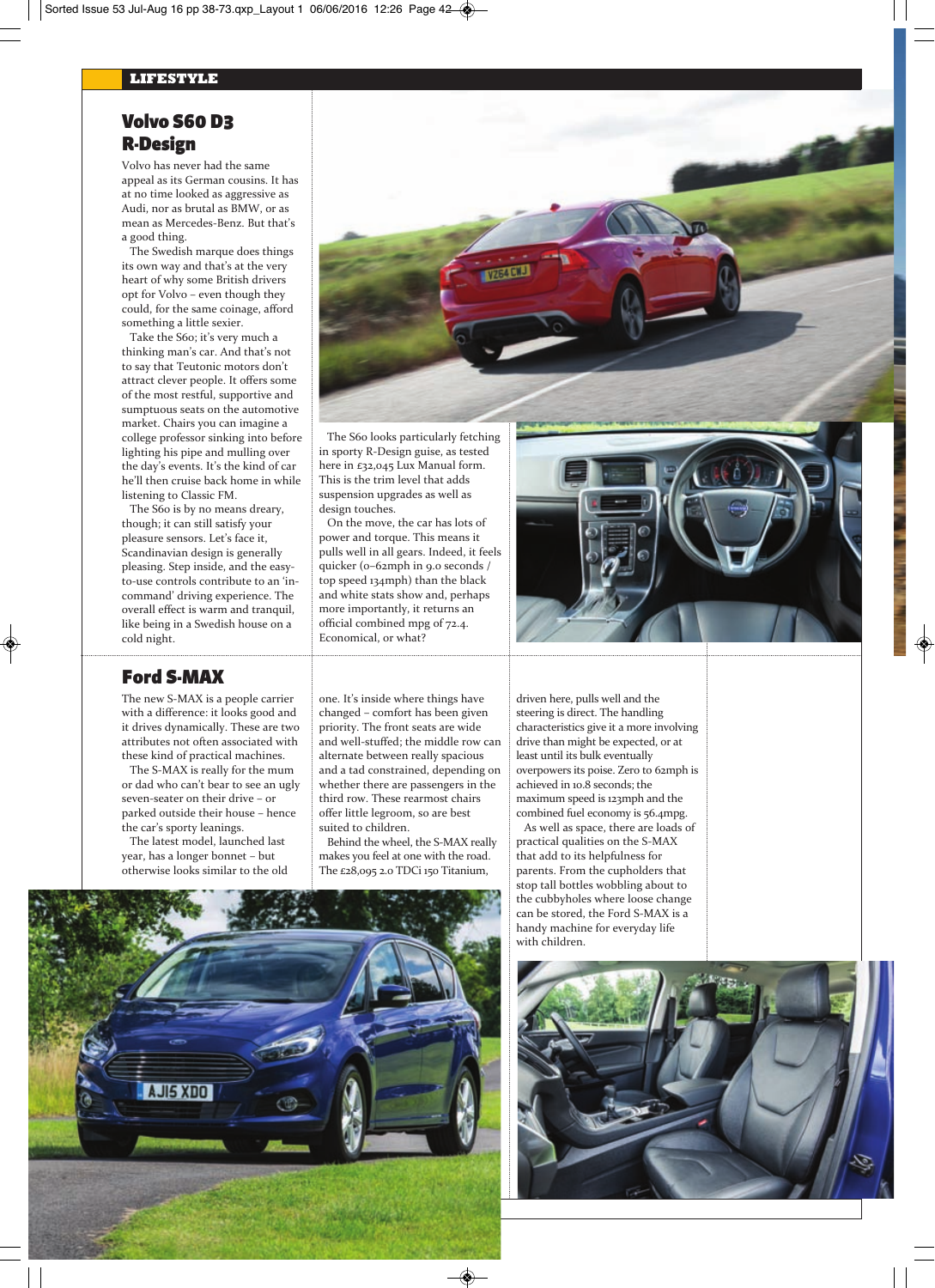## Volvo S60 D3 R-Design

Volvo has never had the same appeal as its German cousins. It has at no time looked as aggressive as Audi, nor as brutal as BMW, or as mean as Mercedes-Benz. But that's a good thing.

The Swedish marque does things its own way and that's at the very heart of why some British drivers opt for Volvo – even though they could, for the same coinage, afford something a little sexier.

Take the S60; it's very much a thinking man's car. And that's not to say that Teutonic motors don't attract clever people. It offers some of the most restful, supportive and sumptuous seats on the automotive market. Chairs you can imagine a college professor sinking into before lighting his pipe and mulling over the day's events. It's the kind of car he'll then cruise back home in while listening to Classic FM.

The S60 is by no means dreary, though; it can still satisfy your pleasure sensors. Let's face it, Scandinavian design is generally pleasing. Step inside, and the easy-to-use controls contribute to an 'in-command' driving experience. The overall effect is warm and tranquil, like being in a Swedish house on a cold night.

The S60 looks particularly fetching in sporty R-Design guise, as tested here in £32,045 Lux Manual form. This is the trim level that adds suspension upgrades as well as design touches.

On the move, the car has lots of power and torque. This means it pulls well in all gears. Indeed, it feels quicker (0–62mph in 9.0 seconds / top speed 134mph) than the black and white stats show and, perhaps more importantly, it returns an official combined mpg of 72.4. Economical, or what?

## Ford S-MAX

The new S-MAX is a people carrier with a difference: it looks good and it drives dynamically. These are two attributes not often associated with these kind of practical machines.

The S-MAX is really for the mum or dad who can't bear to see an ugly seven-seater on their drive – or parked outside their house – hence the car's sporty leanings.

The latest model, launched last year, has a longer bonnet – but otherwise looks similar to the old one. It's inside where things have changed – comfort has been given priority. The front seats are wide and well-stuffed; the middle row can alternate between really spacious and a tad constrained, depending on whether there are passengers in the third row. These rearmost chairs offer little legroom, so are best suited to children.

Behind the wheel, the S-MAX really makes you feel at one with the road. The £28,095 2.0 TDCi 150 Titanium, driven here, pulls well and the steering is direct. The handling characteristics give it a more involving drive than might be expected, or at least until its bulk eventually overpowers its poise. Zero to 62mph is achieved in 10.8 seconds; the maximum speed is 123mph and the combined fuel economy is 56.4mpg.

As well as space, there are loads of practical qualities on the S-MAX that add to its helpfulness for parents. From the cupholders that stop tall bottles wobbling about to the cubbyholes where loose change can be stored, the Ford S-MAX is a handy machine for everyday life with children.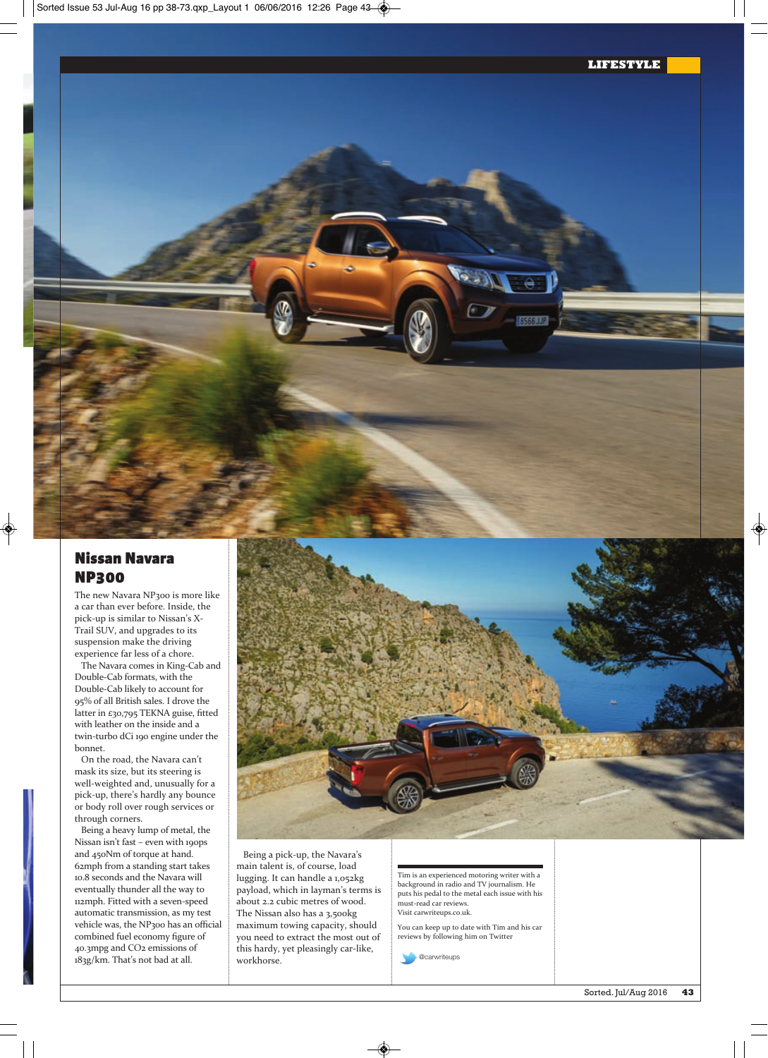## Nissan Navara NP300

The new Navara NP300 is more like a car than ever before. Inside, the pick-up is similar to Nissan's X-Trail SUV, and upgrades to its suspension make the driving experience far less of a chore.

The Navara comes in King-Cab and Double-Cab formats, with the Double-Cab likely to account for 95% of all British sales. I drove the latter in £30,795 TEKNA guise, fitted with leather on the inside and a twin-turbo dCi 190 engine under the bonnet.

On the road, the Navara can't mask its size, but its steering is well-weighted and, unusually for a pick-up, there's hardly any bounce or body roll over rough services or through corners.

Being a heavy lump of metal, the Nissan isn't fast – even with 190ps and 450Nm of torque at hand. 62mph from a standing start takes 10.8 seconds and the Navara will eventually thunder all the way to 112mph. Fitted with a seven-speed automatic transmission, as my test vehicle was, the NP300 has an official combined fuel economy figure of 40.3mpg and $CO_2$ emissions of 183g/km. That's not bad at all.

Being a pick-up, the Navara's main talent is, of course, load lugging. It can handle a 1,052kg payload, which in layman's terms is about 2.2 cubic metres of wood. The Nissan also has a 3,500kg maximum towing capacity, should you need to extract the most out of this hardy, yet pleasingly car-like, workhorse.

---

Tim is an experienced motoring writer with a background in radio and TV journalism. He puts his pedal to the metal each issue with his must-read car reviews.
Visit carwriteups.co.uk.

You can keep up to date with Tim and his car reviews by following him on Twitter

@carwriteups